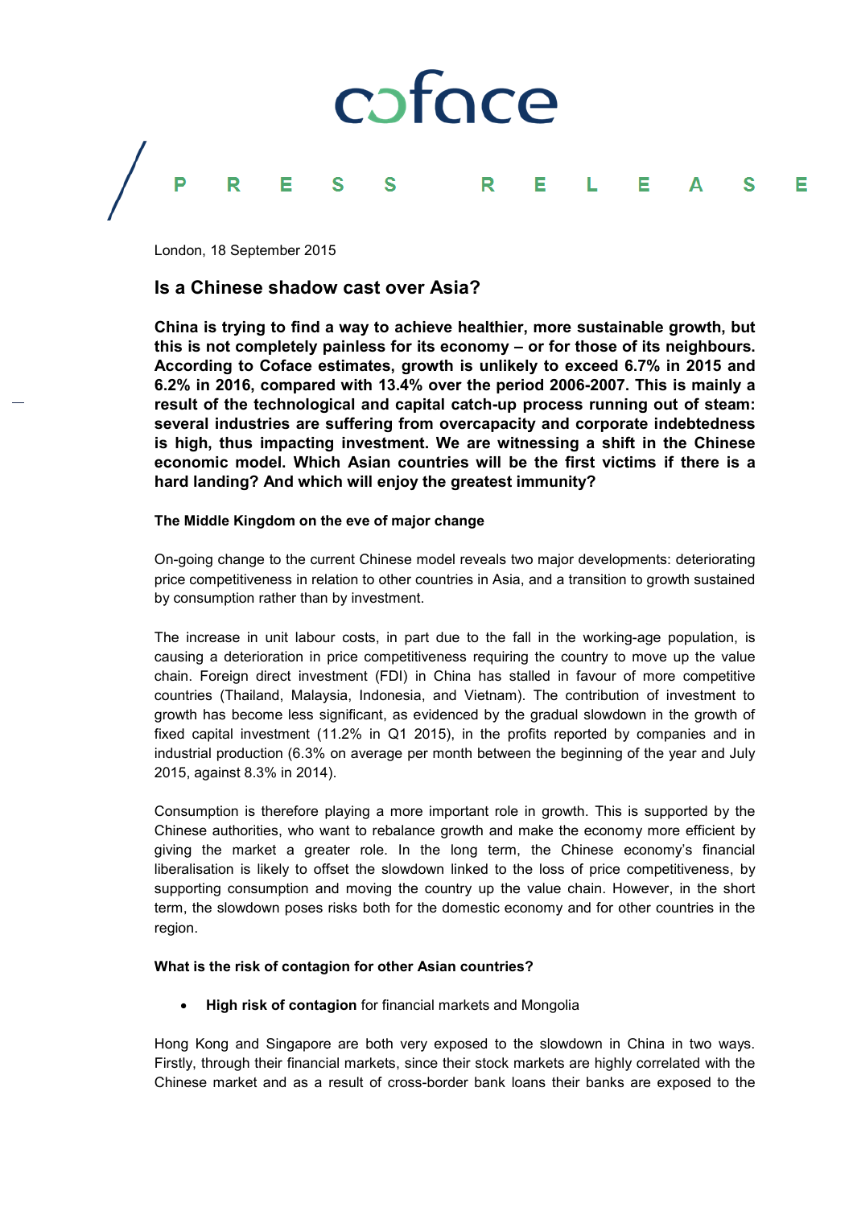coface

PRESS RELEASE

London, 18 September 2015

## Is a Chinese shadow cast over Asia?

**China is trying to find a way to achieve healthier, more sustainable growth, but this is not completely painless for its economy – or for those of its neighbours. According to Coface estimates, growth is unlikely to exceed 6.7% in 2015 and 6.2% in 2016, compared with 13.4% over the period 2006-2007. This is mainly a result of the technological and capital catch-up process running out of steam: several industries are suffering from overcapacity and corporate indebtedness is high, thus impacting investment. We are witnessing a shift in the Chinese economic model. Which Asian countries will be the first victims if there is a hard landing? And which will enjoy the greatest immunity?**

### The Middle Kingdom on the eve of major change

On-going change to the current Chinese model reveals two major developments: deteriorating price competitiveness in relation to other countries in Asia, and a transition to growth sustained by consumption rather than by investment.

The increase in unit labour costs, in part due to the fall in the working-age population, is causing a deterioration in price competitiveness requiring the country to move up the value chain. Foreign direct investment (FDI) in China has stalled in favour of more competitive countries (Thailand, Malaysia, Indonesia, and Vietnam). The contribution of investment to growth has become less significant, as evidenced by the gradual slowdown in the growth of fixed capital investment (11.2% in Q1 2015), in the profits reported by companies and in industrial production (6.3% on average per month between the beginning of the year and July 2015, against 8.3% in 2014).

Consumption is therefore playing a more important role in growth. This is supported by the Chinese authorities, who want to rebalance growth and make the economy more efficient by giving the market a greater role. In the long term, the Chinese economy's financial liberalisation is likely to offset the slowdown linked to the loss of price competitiveness, by supporting consumption and moving the country up the value chain. However, in the short term, the slowdown poses risks both for the domestic economy and for other countries in the region.

### What is the risk of contagion for other Asian countries?

- **High risk of contagion** for financial markets and Mongolia

Hong Kong and Singapore are both very exposed to the slowdown in China in two ways. Firstly, through their financial markets, since their stock markets are highly correlated with the Chinese market and as a result of cross-border bank loans their banks are exposed to the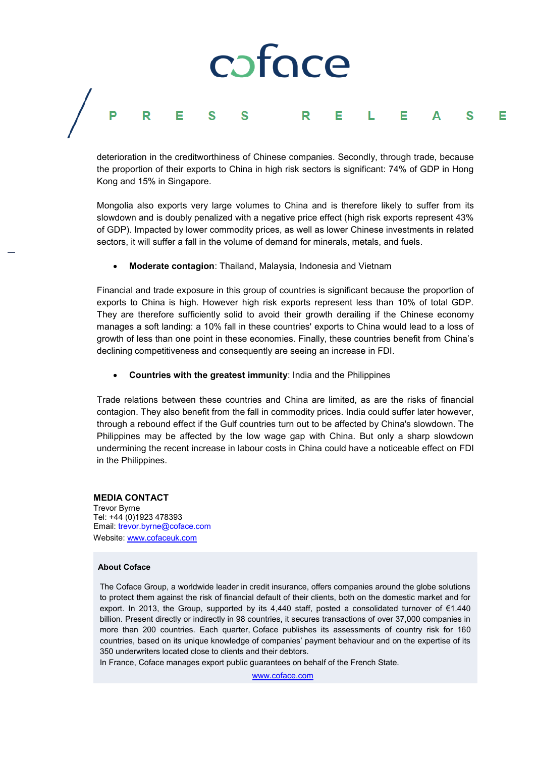deterioration in the creditworthiness of Chinese companies. Secondly, through trade, because the proportion of their exports to China in high risk sectors is significant: 74% of GDP in Hong Kong and 15% in Singapore.

Mongolia also exports very large volumes to China and is therefore likely to suffer from its slowdown and is doubly penalized with a negative price effect (high risk exports represent 43% of GDP). Impacted by lower commodity prices, as well as lower Chinese investments in related sectors, it will suffer a fall in the volume of demand for minerals, metals, and fuels.

- **Moderate contagion**: Thailand, Malaysia, Indonesia and Vietnam

Financial and trade exposure in this group of countries is significant because the proportion of exports to China is high. However high risk exports represent less than 10% of total GDP. They are therefore sufficiently solid to avoid their growth derailing if the Chinese economy manages a soft landing: a 10% fall in these countries' exports to China would lead to a loss of growth of less than one point in these economies. Finally, these countries benefit from China's declining competitiveness and consequently are seeing an increase in FDI.

- **Countries with the greatest immunity**: India and the Philippines

Trade relations between these countries and China are limited, as are the risks of financial contagion. They also benefit from the fall in commodity prices. India could suffer later however, through a rebound effect if the Gulf countries turn out to be affected by China's slowdown. The Philippines may be affected by the low wage gap with China. But only a sharp slowdown undermining the recent increase in labour costs in China could have a noticeable effect on FDI in the Philippines.

**MEDIA CONTACT**
Trevor Byrne
Tel: +44 (0)1923 478393
Email: trevor.byrne@coface.com
Website: www.cofaceuk.com

**About Coface**

The Coface Group, a worldwide leader in credit insurance, offers companies around the globe solutions to protect them against the risk of financial default of their clients, both on the domestic market and for export. In 2013, the Group, supported by its 4,440 staff, posted a consolidated turnover of €1.440 billion. Present directly or indirectly in 98 countries, it secures transactions of over 37,000 companies in more than 200 countries. Each quarter, Coface publishes its assessments of country risk for 160 countries, based on its unique knowledge of companies' payment behaviour and on the expertise of its 350 underwriters located close to clients and their debtors.
In France, Coface manages export public guarantees on behalf of the French State.

www.coface.com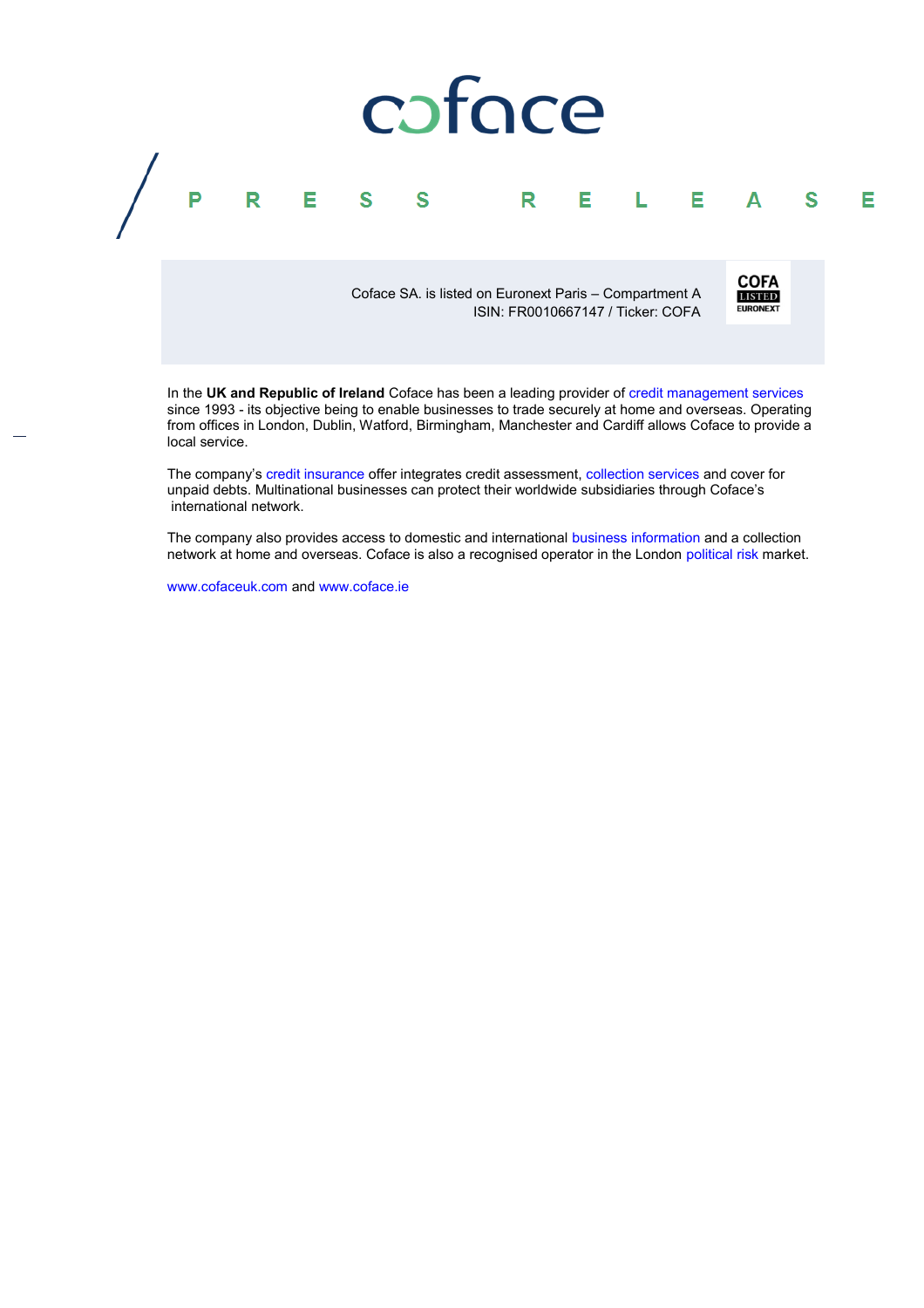Coface SA. is listed on Euronext Paris – Compartment A
ISIN: FR0010667147 / Ticker: COFA

In the **UK and Republic of Ireland** Coface has been a leading provider of credit management services since 1993 - its objective being to enable businesses to trade securely at home and overseas. Operating from offices in London, Dublin, Watford, Birmingham, Manchester and Cardiff allows Coface to provide a local service.

The company's credit insurance offer integrates credit assessment, collection services and cover for unpaid debts. Multinational businesses can protect their worldwide subsidiaries through Coface's international network.

The company also provides access to domestic and international business information and a collection network at home and overseas. Coface is also a recognised operator in the London political risk market.

www.cofaceuk.com and www.coface.ie